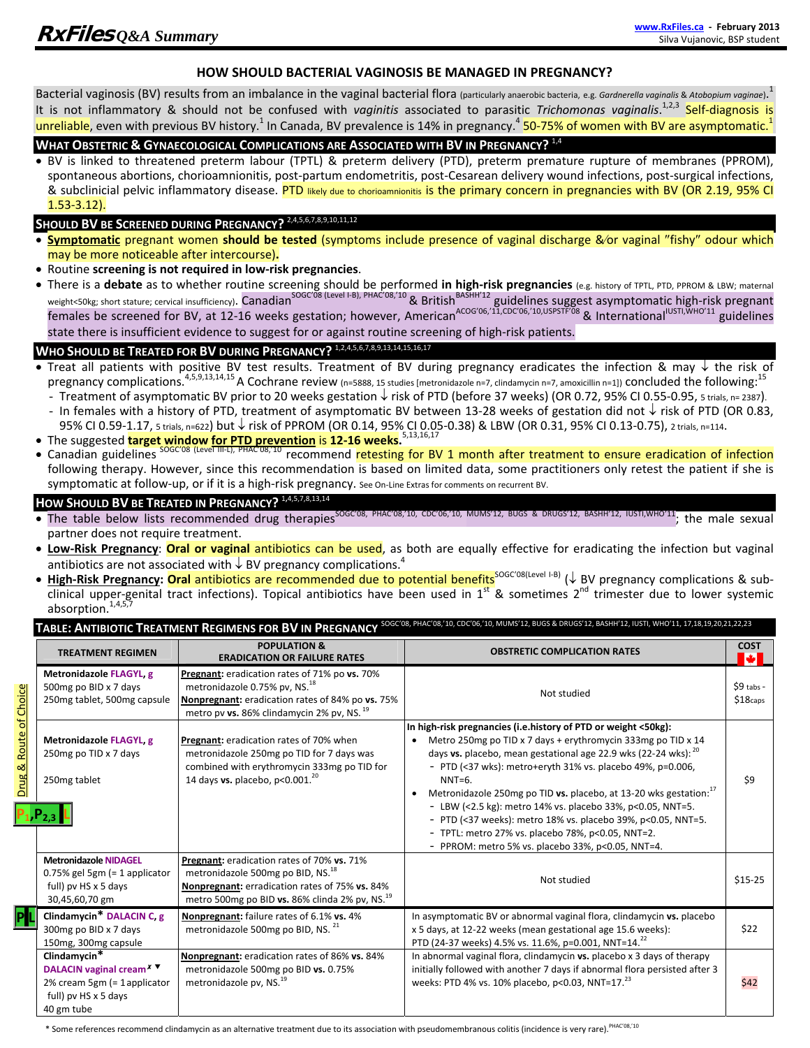# RxFiles Q&A Summary

www.RxFiles.ca - February 2013
Silva Vujanovic, BSP student

## HOW SHOULD BACTERIAL VAGINOSIS BE MANAGED IN PREGNANCY?

Bacterial vaginosis (BV) results from an imbalance in the vaginal bacterial flora (particularly anaerobic bacteria, e.g. *Gardnerella vaginalis* & *Atobopium vaginae*).[1] It is not inflammatory & should not be confused with *vaginitis* associated to parasitic *Trichomonas vaginalis*.[1,2,3] Self-diagnosis is unreliable, even with previous BV history.[1] In Canada, BV prevalence is 14% in pregnancy.[4] 50-75% of women with BV are asymptomatic.[1]

### WHAT OBSTETRIC & GYNAECOLOGICAL COMPLICATIONS ARE ASSOCIATED WITH BV IN PREGNANCY? [1,4]

- BV is linked to threatened preterm labour (TPTL) & preterm delivery (PTD), preterm premature rupture of membranes (PPROM), spontaneous abortions, chorioamnionitis, post-partum endometritis, post-Cesarean delivery wound infections, post-surgical infections, & subclinicial pelvic inflammatory disease. PTD likely due to chorioamnionitis is the primary concern in pregnancies with BV (OR 2.19, 95% CI 1.53-3.12).

### SHOULD BV BE SCREENED DURING PREGNANCY? [2,4,5,6,7,8,9,10,11,12]

- **Symptomatic** pregnant women **should be tested** (symptoms include presence of vaginal discharge &/or vaginal "fishy" odour which may be more noticeable after intercourse)**.**
- Routine **screening is not required in low-risk pregnancies**.
- There is a **debate** as to whether routine screening should be performed **in high-risk pregnancies** (e.g. history of TPTL, PTD, PPROM & LBW; maternal weight<50kg; short stature; cervical insufficiency). Canadian[SOGC'08 (Level I-B), PHAC'08,'10] & British[BASHH'12] guidelines suggest asymptomatic high-risk pregnant females be screened for BV, at 12-16 weeks gestation; however, American[ACOG'06,'11,CDC'06,'10,USPSTF'08] & International[IUSTI,WHO'11] guidelines state there is insufficient evidence to suggest for or against routine screening of high-risk patients.

### WHO SHOULD BE TREATED FOR BV DURING PREGNANCY? [1,2,4,5,6,7,8,9,13,14,15,16,17]

- Treat all patients with positive BV test results. Treatment of BV during pregnancy eradicates the infection & may ↓ the risk of pregnancy complications.[4,5,9,13,14,15] A Cochrane review (n=5888, 15 studies [metronidazole n=7, clindamycin n=7, amoxicillin n=1]) concluded the following:[15]
  - Treatment of asymptomatic BV prior to 20 weeks gestation ↓ risk of PTD (before 37 weeks) (OR 0.72, 95% CI 0.55-0.95, 5 trials, n= 2387).
  - In females with a history of PTD, treatment of asymptomatic BV between 13-28 weeks of gestation did not ↓ risk of PTD (OR 0.83, 95% CI 0.59-1.17, 5 trials, n=622) but ↓ risk of PPROM (OR 0.14, 95% CI 0.05-0.38) & LBW (OR 0.31, 95% CI 0.13-0.75), 2 trials, n=114.
- The suggested **target window for PTD prevention** is **12-16 weeks.**[5,13,16,17]
- Canadian guidelines[SOGC'08 (Level III-L), PHAC'08,'10] recommend retesting for BV 1 month after treatment to ensure eradication of infection following therapy. However, since this recommendation is based on limited data, some practitioners only retest the patient if she is symptomatic at follow-up, or if it is a high-risk pregnancy. See On-Line Extras for comments on recurrent BV.

### HOW SHOULD BV BE TREATED IN PREGNANCY? [1,4,5,7,8,13,14]

- The table below lists recommended drug therapies[SOGC'08, PHAC'08,'10, CDC'06,'10, MUMS'12, BUGS & DRUGS'12, BASHH'12, IUSTI,WHO'11]; the male sexual partner does not require treatment.
- **Low-Risk Pregnancy**: **Oral or vaginal** antibiotics can be used, as both are equally effective for eradicating the infection but vaginal antibiotics are not associated with ↓ BV pregnancy complications.[4]
- **High-Risk Pregnancy: Oral** antibiotics are recommended due to potential benefits[SOGC'08(Level I-B)] (↓ BV pregnancy complications & sub-clinical upper-genital tract infections). Topical antibiotics have been used in 1st & sometimes 2nd trimester due to lower systemic absorption.[1,4,5,7]

### TABLE: ANTIBIOTIC TREATMENT REGIMENS FOR BV IN PREGNANCY [SOGC'08, PHAC'08,'10, CDC'06,'10, MUMS'12, BUGS & DRUGS'12, BASHH'12, IUSTI, WHO'11, 17,18,19,20,21,22,23]

Drug & Route of Choice: Metronidazole (P1, P2,3, L)

| TREATMENT REGIMEN | POPULATION & ERADICATION OR FAILURE RATES | OBSTRECTIC COMPLICATION RATES | COST |
|---|---|---|---|
| **Metronidazole FLAGYL, g** 500mg po BID x 7 days; 250mg tablet, 500mg capsule | **Pregnant:** eradication rates of 71% po **vs.** 70% metronidazole 0.75% pv, NS.[18] **Nonpregnant:** eradication rates of 84% po **vs.** 75% metro pv **vs.** 86% clindamycin 2% pv, NS.[19] | Not studied | $9 tabs - $18caps |
| **Metronidazole FLAGYL, g** 250mg po TID x 7 days; 250mg tablet | **Pregnant:** eradication rates of 70% when metronidazole 250mg po TID for 7 days was combined with erythromycin 333mg po TID for 14 days **vs.** placebo, p<0.001.[20] | **In high-risk pregnancies (i.e.history of PTD or weight <50kg):** • Metro 250mg po TID x 7 days + erythromycin 333mg po TID x 14 days **vs.** placebo, mean gestational age 22.9 wks (22-24 wks):[20] - PTD (<37 wks): metro+eryth 31% vs. placebo 49%, p=0.006, NNT=6. • Metronidazole 250mg po TID **vs.** placebo, at 13-20 wks gestation:[17] - LBW (<2.5 kg): metro 14% vs. placebo 33%, p<0.05, NNT=5. - PTD (<37 weeks): metro 18% vs. placebo 39%, p<0.05, NNT=5. - TPTL: metro 27% vs. placebo 78%, p<0.05, NNT=2. - PPROM: metro 5% vs. placebo 33%, p<0.05, NNT=4. | $9 |
| **Metronidazole NIDAGEL** 0.75% gel 5gm (= 1 applicator full) pv HS x 5 days; 30,45,60,70 gm | **Pregnant:** eradication rates of 70% **vs.** 71% metronidazole 500mg po BID, NS.[18] **Nonpregnant:** erradication rates of 75% **vs.** 84% metro 500mg po BID **vs.** 86% clinda 2% pv, NS.[19] | Not studied | $15-25 |
| (P, L) **Clindamycin\* DALACIN C, g** 300mg po BID x 7 days; 150mg, 300mg capsule | **Nonpregnant:** failure rates of 6.1% **vs.** 4% metronidazole 500mg po BID, NS.[21] | In asymptomatic BV or abnormal vaginal flora, clindamycin **vs.** placebo x 5 days, at 12-22 weeks (mean gestational age 15.6 weeks): PTD (24-37 weeks) 4.5% vs. 11.6%, p=0.001, NNT=14.[22] | $22 |
| **Clindamycin\* DALACIN vaginal cream**✗ ▼ 2% cream 5gm (= 1applicator full) pv HS x 5 days; 40 gm tube | **Nonpregnant:** eradication rates of 86% **vs.** 84% metronidazole 500mg po BID **vs.** 0.75% metronidazole pv, NS.[19] | In abnormal vaginal flora, clindamycin **vs.** placebo x 3 days of therapy initially followed with another 7 days if abnormal flora persisted after 3 weeks: PTD 4% vs. 10% placebo, p<0.03, NNT=17.[23] | $42 |

\* Some references recommend clindamycin as an alternative treatment due to its association with pseudomembranous colitis (incidence is very rare).[PHAC'08,'10]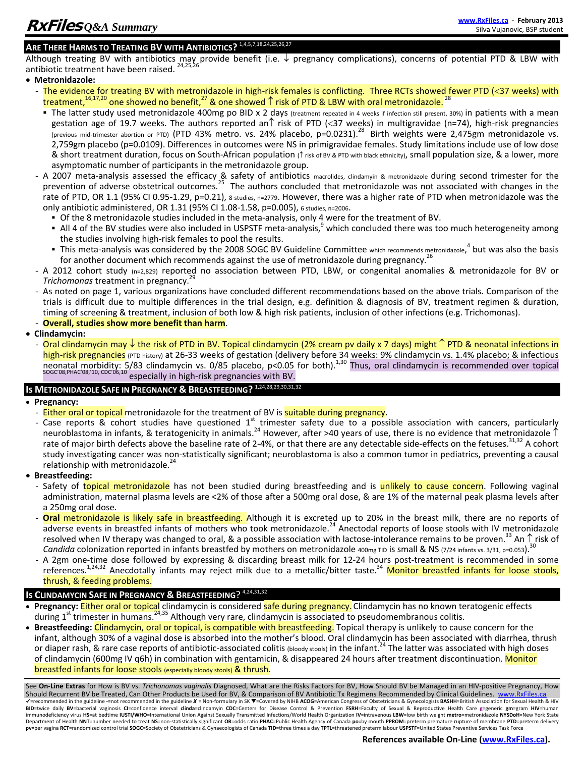## ARE THERE HARMS TO TREATING BV WITH ANTIBIOTICS? [1,4,5,7,18,24,25,26,27]

Although treating BV with antibiotics may provide benefit (i.e. ↓ pregnancy complications), concerns of potential PTD & LBW with antibiotic treatment have been raised. [24,25,26]

- **Metronidazole:**
  - The evidence for treating BV with metronidazole in high-risk females is conflicting. Three RCTs showed fewer PTD (<37 weeks) with treatment,[16,17,20] one showed no benefit,[27] & one showed ↑ risk of PTD & LBW with oral metronidazole.[28]
    - The latter study used metronidazole 400mg po BID x 2 days (treatment repeated in 4 weeks if infection still present, 30%) in patients with a mean gestation age of 19.7 weeks. The authors reported an ↑ risk of PTD (<37 weeks) in multigravidae (n=74), high-risk pregnancies (previous mid-trimester abortion or PTD) (PTD 43% metro. vs. 24% placebo, $p=0.0231$).[28] Birth weights were 2,475gm metronidazole vs. 2,759gm placebo ($p=0.0109$). Differences in outcomes were NS in primigravidae females. Study limitations include use of low dose & short treatment duration, focus on South-African population (↑ risk of BV & PTD with black ethnicity), small population size, & a lower, more asymptomatic number of participants in the metronidazole group.
  - A 2007 meta-analysis assessed the efficacy & safety of antibiotics macrolides, clindamyin & metronidazole during second trimester for the prevention of adverse obstetrical outcomes.[25] The authors concluded that metronidazole was not associated with changes in the rate of PTD, OR 1.1 (95% CI 0.95-1.29, $p=0.21$), 8 studies, n=2779. However, there was a higher rate of PTD when metronidazole was the only antibiotic administered, OR 1.31 (95% CI 1.08-1.58, $p=0.005$), 6 studies, n=2006.
    - Of the 8 metronidazole studies included in the meta-analysis, only 4 were for the treatment of BV.
    - All 4 of the BV studies were also included in USPSTF meta-analysis,[9] which concluded there was too much heterogeneity among the studies involving high-risk females to pool the results.
    - This meta-analysis was considered by the 2008 SOGC BV Guideline Committee which recommends metronidazole,[4] but was also the basis for another document which recommends against the use of metronidazole during pregnancy.[26]
  - A 2012 cohort study (n=2,829) reported no association between PTD, LBW, or congenital anomalies & metronidazole for BV or *Trichomonas* treatment in pregnancy.[29]
  - As noted on page 1, various organizations have concluded different recommendations based on the above trials. Comparison of the trials is difficult due to multiple differences in the trial design, e.g. definition & diagnosis of BV, treatment regimen & duration, timing of screening & treatment, inclusion of both low & high risk patients, inclusion of other infections (e.g. Trichomonas).
  - **Overall, studies show more benefit than harm**.
- **Clindamycin:**
  - Oral clindamycin may ↓ the risk of PTD in BV. Topical clindamycin (2% cream pv daily x 7 days) might ↑ PTD & neonatal infections in high-risk pregnancies (PTD history) at 26-33 weeks of gestation (delivery before 34 weeks: 9% clindamycin vs. 1.4% placebo; & infectious neonatal morbidity: 5/83 clindamycin vs. 0/85 placebo, $p<0.05$ for both).[1,30] Thus, oral clindamycin is recommended over topical SOGC'08,PHAC'08,'10, CDC'06,10 especially in high-risk pregnancies with BV.

## IS METRONIDAZOLE SAFE IN PREGNANCY & BREASTFEEDING? [1,24,28,29,30,31,32]

- **Pregnancy:**
  - Either oral or topical metronidazole for the treatment of BV is suitable during pregnancy.
  - Case reports & cohort studies have questioned 1st trimester safety due to a possible association with cancers, particularly neuroblastoma in infants, & teratogenicity in animals.[24] However, after >40 years of use, there is no evidence that metronidazole ↑ rate of major birth defects above the baseline rate of 2-4%, or that there are any detectable side-effects on the fetuses.[31,32] A cohort study investigating cancer was non-statistically significant; neuroblastoma is also a common tumor in pediatrics, preventing a causal relationship with metronidazole.[24]
- **Breastfeeding:**
  - Safety of topical metronidazole has not been studied during breastfeeding and is unlikely to cause concern. Following vaginal administration, maternal plasma levels are <2% of those after a 500mg oral dose, & are 1% of the maternal peak plasma levels after a 250mg oral dose.
  - **Oral** metronidazole is likely safe in breastfeeding. Although it is excreted up to 20% in the breast milk, there are no reports of adverse events in breastfed infants of mothers who took metronidazole.[24] Anectodal reports of loose stools with IV metronidazole resolved when IV therapy was changed to oral, & a possible association with lactose-intolerance remains to be proven.[33] An ↑ risk of *Candida* colonization reported in infants breastfed by mothers on metronidazole 400mg TID is small & NS (7/24 infants vs. 3/31, $p=0.053$).[30]
  - A 2gm one-time dose followed by expressing & discarding breast milk for 12-24 hours post-treatment is recommended in some references.[1,24,32] Anecdotally infants may reject milk due to a metallic/bitter taste.[34] Monitor breastfed infants for loose stools, thrush, & feeding problems.

## IS CLINDAMYCIN SAFE IN PREGNANCY & BREASTFEEDING? [4,24,31,32]

- **Pregnancy:** Either oral or topical clindamycin is considered safe during pregnancy. Clindamycin has no known teratogenic effects during 1st trimester in humans.[24,35] Although very rare, clindamycin is associated to pseudomembranous colitis.
- **Breastfeeding:** Clindamycin, oral or topical, is compatible with breastfeeding. Topical therapy is unlikely to cause concern for the infant, although 30% of a vaginal dose is absorbed into the mother's blood. Oral clindamycin has been associated with diarrhea, thrush or diaper rash, & rare case reports of antibiotic-associated colitis (bloody stools) in the infant.[24] The latter was associated with high doses of clindamycin (600mg IV q6h) in combination with gentamicin, & disappeared 24 hours after treatment discontinuation. Monitor breastfed infants for loose stools (especially bloody stools) & thrush.

---

See **On-Line Extras** for How is BV vs. *Trichomonas vaginalis* Diagnosed, What are the Risks Factors for BV, How Should BV be Managed in an HIV-positive Pregnancy, How Should Recurrent BV be Treated, Can Other Products be Used for BV, & Comparison of BV Antibiotic Tx Regimens Recommended by Clinical Guidelines. www.RxFiles.ca

✓=recommended in the guideline -=not recommended in the guideline ✗ = Non-formulary in SK ▼=Covered by NIHB **ACOG**=American Congress of Obstetricians & Gynecologists **BASHH**=British Association for Sexual Health & HIV **BID**=twice daily **BV**=bacterial vaginosis **CI**=confidence interval **clinda**=clindamyin **CDC**=Centers for Disease Control & Prevention **FSRH**=Faculty of Sexual & Reproductive Health Care **g**=generic **gm**=gram **HIV**=human immunodeficiency virus **HS**=at bedtime **IUSTI/WHO**=International Union Against Sexually Transmitted Infections/World Health Organization **IV**=intravenous **LBW**=low birth weight **metro**=metronidazole **NYSDoH**=New York State Department of Health **NNT**=number needed to treat **NS**=non-statistically significant **OR**=odds ratio **PHAC**=Public Health Agency of Canada **po**=by mouth **PPROM**=preterm premature rupture of membrane **PTD**=preterm delivery **pv**=per vagina **RCT**=randomized control trial **SOGC**=Society of Obstetricians & Gynaecologists of Canada **TID**=three times a day **TPTL**=threatened preterm labour **USPSTF**=United States Preventive Services Task Force

**References available On-Line (www.RxFiles.ca).**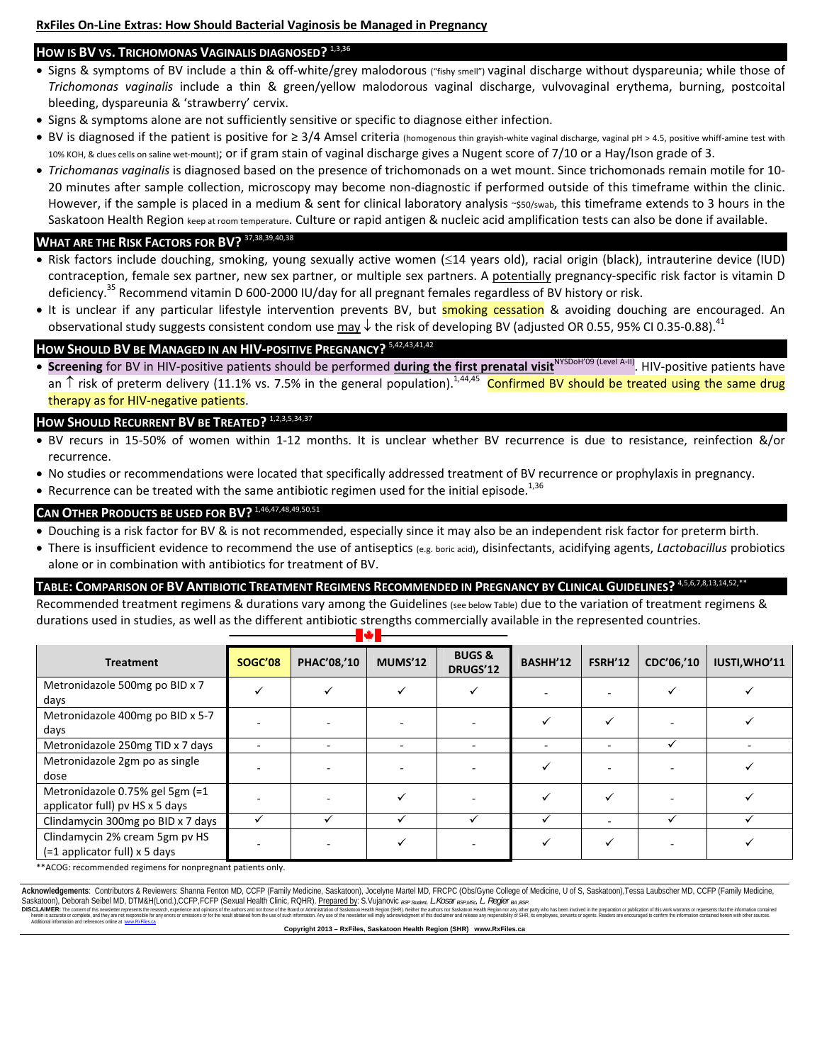**RxFiles On-Line Extras: How Should Bacterial Vaginosis be Managed in Pregnancy**

## HOW IS BV VS. TRICHOMONAS VAGINALIS DIAGNOSED? [1,3,36]

- Signs & symptoms of BV include a thin & off-white/grey malodorous ("fishy smell") vaginal discharge without dyspareunia; while those of *Trichomonas vaginalis* include a thin & green/yellow malodorous vaginal discharge, vulvovaginal erythema, burning, postcoital bleeding, dyspareunia & 'strawberry' cervix.
- Signs & symptoms alone are not sufficiently sensitive or specific to diagnose either infection.
- BV is diagnosed if the patient is positive for ≥ 3/4 Amsel criteria (homogenous thin grayish-white vaginal discharge, vaginal pH > 4.5, positive whiff-amine test with 10% KOH, & clues cells on saline wet-mount); or if gram stain of vaginal discharge gives a Nugent score of 7/10 or a Hay/Ison grade of 3.
- *Trichomanas vaginalis* is diagnosed based on the presence of trichomonads on a wet mount. Since trichomonads remain motile for 10-20 minutes after sample collection, microscopy may become non-diagnostic if performed outside of this timeframe within the clinic. However, if the sample is placed in a medium & sent for clinical laboratory analysis ~$50/swab, this timeframe extends to 3 hours in the Saskatoon Health Region keep at room temperature. Culture or rapid antigen & nucleic acid amplification tests can also be done if available.

## WHAT ARE THE RISK FACTORS FOR BV? [37,38,39,40,38]

- Risk factors include douching, smoking, young sexually active women (≤14 years old), racial origin (black), intrauterine device (IUD) contraception, female sex partner, new sex partner, or multiple sex partners. A potentially pregnancy-specific risk factor is vitamin D deficiency.[35] Recommend vitamin D 600-2000 IU/day for all pregnant females regardless of BV history or risk.
- It is unclear if any particular lifestyle intervention prevents BV, but smoking cessation & avoiding douching are encouraged. An observational study suggests consistent condom use may ↓ the risk of developing BV (adjusted OR 0.55, 95% CI 0.35-0.88).[41]

## HOW SHOULD BV BE MANAGED IN AN HIV-POSITIVE PREGNANCY? [5,42,43,41,42]

- **Screening** for BV in HIV-positive patients should be performed **during the first prenatal visit**[NYSDoH'09 (Level A-II)]. HIV-positive patients have an ↑ risk of preterm delivery (11.1% vs. 7.5% in the general population).[1,44,45] Confirmed BV should be treated using the same drug therapy as for HIV-negative patients.

## HOW SHOULD RECURRENT BV BE TREATED? [1,2,3,5,34,37]

- BV recurs in 15-50% of women within 1-12 months. It is unclear whether BV recurrence is due to resistance, reinfection &/or recurrence.
- No studies or recommendations were located that specifically addressed treatment of BV recurrence or prophylaxis in pregnancy.
- Recurrence can be treated with the same antibiotic regimen used for the initial episode.[1,36]

## CAN OTHER PRODUCTS BE USED FOR BV? [1,46,47,48,49,50,51]

- Douching is a risk factor for BV & is not recommended, especially since it may also be an independent risk factor for preterm birth.
- There is insufficient evidence to recommend the use of antiseptics (e.g. boric acid), disinfectants, acidifying agents, *Lactobacillus* probiotics alone or in combination with antibiotics for treatment of BV.

## TABLE: COMPARISON OF BV ANTIBIOTIC TREATMENT REGIMENS RECOMMENDED IN PREGNANCY BY CLINICAL GUIDELINES? [4,5,6,7,8,13,14,52,**]

Recommended treatment regimens & durations vary among the Guidelines (see below Table) due to the variation of treatment regimens & durations used in studies, as well as the different antibiotic strengths commercially available in the represented countries.

| Treatment | SOGC'08 | PHAC'08,'10 | MUMS'12 | BUGS & DRUGS'12 | BASHH'12 | FSRH'12 | CDC'06,'10 | IUSTI,WHO'11 |
|---|---|---|---|---|---|---|---|---|
| Metronidazole 500mg po BID x 7 days | ✓ | ✓ | ✓ | ✓ | - | - | ✓ | ✓ |
| Metronidazole 400mg po BID x 5-7 days | - | - | - | - | ✓ | ✓ | - | ✓ |
| Metronidazole 250mg TID x 7 days | - | - | - | - | - | - | ✓ | - |
| Metronidazole 2gm po as single dose | - | - | - | - | ✓ | - | - | ✓ |
| Metronidazole 0.75% gel 5gm (=1 applicator full) pv HS x 5 days | - | - | ✓ | - | ✓ | ✓ | - | ✓ |
| Clindamycin 300mg po BID x 7 days | ✓ | ✓ | ✓ | ✓ | ✓ | - | ✓ | ✓ |
| Clindamycin 2% cream 5gm pv HS (=1 applicator full) x 5 days | - | - | ✓ | - | ✓ | ✓ | - | ✓ |

**ACOG: recommended regimens for nonpregnant patients only.

**Acknowledgements**: Contributors & Reviewers: Shanna Fenton MD, CCFP (Family Medicine, Saskatoon), Jocelyne Martel MD, FRCPC (Obs/Gyne College of Medicine, U of S, Saskatoon),Tessa Laubscher MD, CCFP (Family Medicine, Saskatoon), Deborah Seibel MD, DTM&H(Lond.),CCFP,FCFP (Sexual Health Clinic, RQHR). Prepared by: S.Vujanovic BSP Student, L.Kosar BSP,MSc, L. Regier BA,BSP.

**DISCLAIMER:** The content of this newsletter represents the research, experience and opinions of the authors and not those of the Board or Administration of Saskatoon Health Region (SHR). Neither the authors nor Saskatoon Health Region nor any other party who has been involved in the preparation or publication of this work warrants or represents that the information contained herein is accurate or complete, and they are not responsible for any errors or omissions or for the result obtained from the use of such information. Any use of the newsletter will imply acknowledgment of this disclaimer and release any responsibility of SHR, its employees, servants or agents. Readers are encouraged to confirm the information contained herein with other sources. Additional information and references online at www.RxFiles.ca

Copyright 2013 – RxFiles, Saskatoon Health Region (SHR) www.RxFiles.ca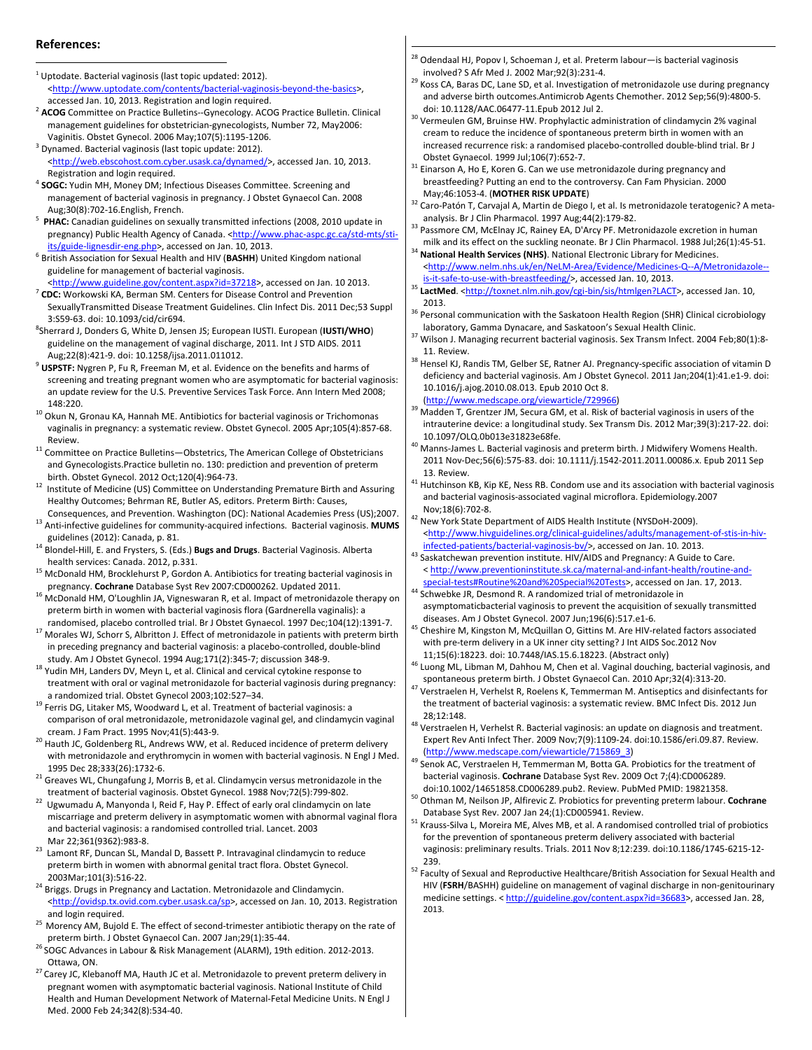## References:

1. Uptodate. Bacterial vaginosis (last topic updated: 2012). <http://www.uptodate.com/contents/bacterial-vaginosis-beyond-the-basics>, accessed Jan. 10, 2013. Registration and login required.
2. **ACOG** Committee on Practice Bulletins--Gynecology. ACOG Practice Bulletin. Clinical management guidelines for obstetrician-gynecologists, Number 72, May2006: Vaginitis. Obstet Gynecol. 2006 May;107(5):1195-1206.
3. Dynamed. Bacterial vaginosis (last topic update: 2012). <http://web.ebscohost.com.cyber.usask.ca/dynamed/>, accessed Jan. 10, 2013. Registration and login required.
4. **SOGC:** Yudin MH, Money DM; Infectious Diseases Committee. Screening and management of bacterial vaginosis in pregnancy. J Obstet Gynaecol Can. 2008 Aug;30(8):702-16.English, French.
5. **PHAC:** Canadian guidelines on sexually transmitted infections (2008, 2010 update in pregnancy) Public Health Agency of Canada. <http://www.phac-aspc.gc.ca/std-mts/sti-its/guide-lignesdir-eng.php>, accessed on Jan. 10, 2013.
6. British Association for Sexual Health and HIV (**BASHH**) United Kingdom national guideline for management of bacterial vaginosis. <http://www.guideline.gov/content.aspx?id=37218>, accessed on Jan. 10 2013.
7. **CDC:** Workowski KA, Berman SM. Centers for Disease Control and Prevention SexuallyTransmitted Disease Treatment Guidelines. Clin Infect Dis. 2011 Dec;53 Suppl 3:S59-63. doi: 10.1093/cid/cir694.
8. Sherrard J, Donders G, White D, Jensen JS; European IUSTI. European (**IUSTI/WHO**) guideline on the management of vaginal discharge, 2011. Int J STD AIDS. 2011 Aug;22(8):421-9. doi: 10.1258/ijsa.2011.011012.
9. **USPSTF:** Nygren P, Fu R, Freeman M, et al. Evidence on the benefits and harms of screening and treating pregnant women who are asymptomatic for bacterial vaginosis: an update review for the U.S. Preventive Services Task Force. Ann Intern Med 2008; 148:220.
10. Okun N, Gronau KA, Hannah ME. Antibiotics for bacterial vaginosis or Trichomonas vaginalis in pregnancy: a systematic review. Obstet Gynecol. 2005 Apr;105(4):857-68. Review.
11. Committee on Practice Bulletins—Obstetrics, The American College of Obstetricians and Gynecologists.Practice bulletin no. 130: prediction and prevention of preterm birth. Obstet Gynecol. 2012 Oct;120(4):964-73.
12. Institute of Medicine (US) Committee on Understanding Premature Birth and Assuring Healthy Outcomes; Behrman RE, Butler AS, editors. Preterm Birth: Causes, Consequences, and Prevention. Washington (DC): National Academies Press (US);2007.
13. Anti-infective guidelines for community-acquired infections. Bacterial vaginosis. **MUMS** guidelines (2012): Canada, p. 81.
14. Blondel-Hill, E. and Frysters, S. (Eds.) **Bugs and Drugs**. Bacterial Vaginosis. Alberta health services: Canada. 2012, p.331.
15. McDonald HM, Brocklehurst P, Gordon A. Antibiotics for treating bacterial vaginosis in pregnancy. **Cochrane** Database Syst Rev 2007:CD000262. Updated 2011.
16. McDonald HM, O'Loughlin JA, Vigneswaran R, et al. Impact of metronidazole therapy on preterm birth in women with bacterial vaginosis flora (Gardnerella vaginalis): a randomised, placebo controlled trial. Br J Obstet Gynaecol. 1997 Dec;104(12):1391-7.
17. Morales WJ, Schorr S, Albritton J. Effect of metronidazole in patients with preterm birth in preceding pregnancy and bacterial vaginosis: a placebo-controlled, double-blind study. Am J Obstet Gynecol. 1994 Aug;171(2):345-7; discussion 348-9.
18. Yudin MH, Landers DV, Meyn L, et al. Clinical and cervical cytokine response to treatment with oral or vaginal metronidazole for bacterial vaginosis during pregnancy: a randomized trial. Obstet Gynecol 2003;102:527–34.
19. Ferris DG, Litaker MS, Woodward L, et al. Treatment of bacterial vaginosis: a comparison of oral metronidazole, metronidazole vaginal gel, and clindamycin vaginal cream. J Fam Pract. 1995 Nov;41(5):443-9.
20. Hauth JC, Goldenberg RL, Andrews WW, et al. Reduced incidence of preterm delivery with metronidazole and erythromycin in women with bacterial vaginosis. N Engl J Med. 1995 Dec 28;333(26):1732-6.
21. Greaves WL, Chungafung J, Morris B, et al. Clindamycin versus metronidazole in the treatment of bacterial vaginosis. Obstet Gynecol. 1988 Nov;72(5):799-802.
22. Ugwumadu A, Manyonda I, Reid F, Hay P. Effect of early oral clindamycin on late miscarriage and preterm delivery in asymptomatic women with abnormal vaginal flora and bacterial vaginosis: a randomised controlled trial. Lancet. 2003 Mar 22;361(9362):983-8.
23. Lamont RF, Duncan SL, Mandal D, Bassett P. Intravaginal clindamycin to reduce preterm birth in women with abnormal genital tract flora. Obstet Gynecol. 2003Mar;101(3):516-22.
24. Briggs. Drugs in Pregnancy and Lactation. Metronidazole and Clindamycin. <http://ovidsp.tx.ovid.com.cyber.usask.ca/sp>, accessed on Jan. 10, 2013. Registration and login required.
25. Morency AM, Bujold E. The effect of second-trimester antibiotic therapy on the rate of preterm birth. J Obstet Gynaecol Can. 2007 Jan;29(1):35-44.
26. SOGC Advances in Labour & Risk Management (ALARM), 19th edition. 2012-2013. Ottawa, ON.
27. Carey JC, Klebanoff MA, Hauth JC et al. Metronidazole to prevent preterm delivery in pregnant women with asymptomatic bacterial vaginosis. National Institute of Child Health and Human Development Network of Maternal-Fetal Medicine Units. N Engl J Med. 2000 Feb 24;342(8):534-40.
28. Odendaal HJ, Popov I, Schoeman J, et al. Preterm labour—is bacterial vaginosis involved? S Afr Med J. 2002 Mar;92(3):231-4.
29. Koss CA, Baras DC, Lane SD, et al. Investigation of metronidazole use during pregnancy and adverse birth outcomes.Antimicrob Agents Chemother. 2012 Sep;56(9):4800-5. doi: 10.1128/AAC.06477-11.Epub 2012 Jul 2.
30. Vermeulen GM, Bruinse HW. Prophylactic administration of clindamycin 2% vaginal cream to reduce the incidence of spontaneous preterm birth in women with an increased recurrence risk: a randomised placebo-controlled double-blind trial. Br J Obstet Gynaecol. 1999 Jul;106(7):652-7.
31. Einarson A, Ho E, Koren G. Can we use metronidazole during pregnancy and breastfeeding? Putting an end to the controversy. Can Fam Physician. 2000 May;46:1053-4. (**MOTHER RISK UPDATE**)
32. Caro-Patón T, Carvajal A, Martin de Diego I, et al. Is metronidazole teratogenic? A meta-analysis. Br J Clin Pharmacol. 1997 Aug;44(2):179-82.
33. Passmore CM, McElnay JC, Rainey EA, D'Arcy PF. Metronidazole excretion in human milk and its effect on the suckling neonate. Br J Clin Pharmacol. 1988 Jul;26(1):45-51.
34. **National Health Services (NHS)**. National Electronic Library for Medicines. <http://www.nelm.nhs.uk/en/NeLM-Area/Evidence/Medicines-Q--A/Metronidazole--is-it-safe-to-use-with-breastfeeding/>, accessed Jan. 10, 2013.
35. **LactMed**. <http://toxnet.nlm.nih.gov/cgi-bin/sis/htmlgen?LACT>, accessed Jan. 10, 2013.
36. Personal communication with the Saskatoon Health Region (SHR) Clinical cicrobiology laboratory, Gamma Dynacare, and Saskatoon's Sexual Health Clinic.
37. Wilson J. Managing recurrent bacterial vaginosis. Sex Transm Infect. 2004 Feb;80(1):8-11. Review.
38. Hensel KJ, Randis TM, Gelber SE, Ratner AJ. Pregnancy-specific association of vitamin D deficiency and bacterial vaginosis. Am J Obstet Gynecol. 2011 Jan;204(1):41.e1-9. doi: 10.1016/j.ajog.2010.08.013. Epub 2010 Oct 8. (http://www.medscape.org/viewarticle/729966)
39. Madden T, Grentzer JM, Secura GM, et al. Risk of bacterial vaginosis in users of the intrauterine device: a longitudinal study. Sex Transm Dis. 2012 Mar;39(3):217-22. doi: 10.1097/OLQ.0b013e31823e68fe.
40. Manns-James L. Bacterial vaginosis and preterm birth. J Midwifery Womens Health. 2011 Nov-Dec;56(6):575-83. doi: 10.1111/j.1542-2011.2011.00086.x. Epub 2011 Sep 13. Review.
41. Hutchinson KB, Kip KE, Ness RB. Condom use and its association with bacterial vaginosis and bacterial vaginosis-associated vaginal microflora. Epidemiology.2007 Nov;18(6):702-8.
42. New York State Department of AIDS Health Institute (NYSDoH-2009). <http://www.hivguidelines.org/clinical-guidelines/adults/management-of-stis-in-hiv-infected-patients/bacterial-vaginosis-bv/>, accessed on Jan. 10. 2013.
43. Saskatchewan prevention institute. HIV/AIDS and Pregnancy: A Guide to Care. < http://www.preventioninstitute.sk.ca/maternal-and-infant-health/routine-and-special-tests#Routine%20and%20Special%20Tests>, accessed on Jan. 17, 2013.
44. Schwebke JR, Desmond R. A randomized trial of metronidazole in asymptomaticbacterial vaginosis to prevent the acquisition of sexually transmitted diseases. Am J Obstet Gynecol. 2007 Jun;196(6):517.e1-6.
45. Cheshire M, Kingston M, McQuillan O, Gittins M. Are HIV-related factors associated with pre-term delivery in a UK inner city setting? J Int AIDS Soc.2012 Nov 11;15(6):18223. doi: 10.7448/IAS.15.6.18223. (Abstract only)
46. Luong ML, Libman M, Dahhou M, Chen et al. Vaginal douching, bacterial vaginosis, and spontaneous preterm birth. J Obstet Gynaecol Can. 2010 Apr;32(4):313-20.
47. Verstraelen H, Verhelst R, Roelens K, Temmerman M. Antiseptics and disinfectants for the treatment of bacterial vaginosis: a systematic review. BMC Infect Dis. 2012 Jun 28;12:148.
48. Verstraelen H, Verhelst R. Bacterial vaginosis: an update on diagnosis and treatment. Expert Rev Anti Infect Ther. 2009 Nov;7(9):1109-24. doi:10.1586/eri.09.87. Review. (http://www.medscape.com/viewarticle/715869_3)
49. Senok AC, Verstraelen H, Temmerman M, Botta GA. Probiotics for the treatment of bacterial vaginosis. **Cochrane** Database Syst Rev. 2009 Oct 7;(4):CD006289. doi:10.1002/14651858.CD006289.pub2. Review. PubMed PMID: 19821358.
50. Othman M, Neilson JP, Alfirevic Z. Probiotics for preventing preterm labour. **Cochrane** Database Syst Rev. 2007 Jan 24;(1):CD005941. Review.
51. Krauss-Silva L, Moreira ME, Alves MB, et al. A randomised controlled trial of probiotics for the prevention of spontaneous preterm delivery associated with bacterial vaginosis: preliminary results. Trials. 2011 Nov 8;12:239. doi:10.1186/1745-6215-12-239.
52. Faculty of Sexual and Reproductive Healthcare/British Association for Sexual Health and HIV (**FSRH**/BASHH) guideline on management of vaginal discharge in non-genitourinary medicine settings. < http://guideline.gov/content.aspx?id=36683>, accessed Jan. 28, 2013.